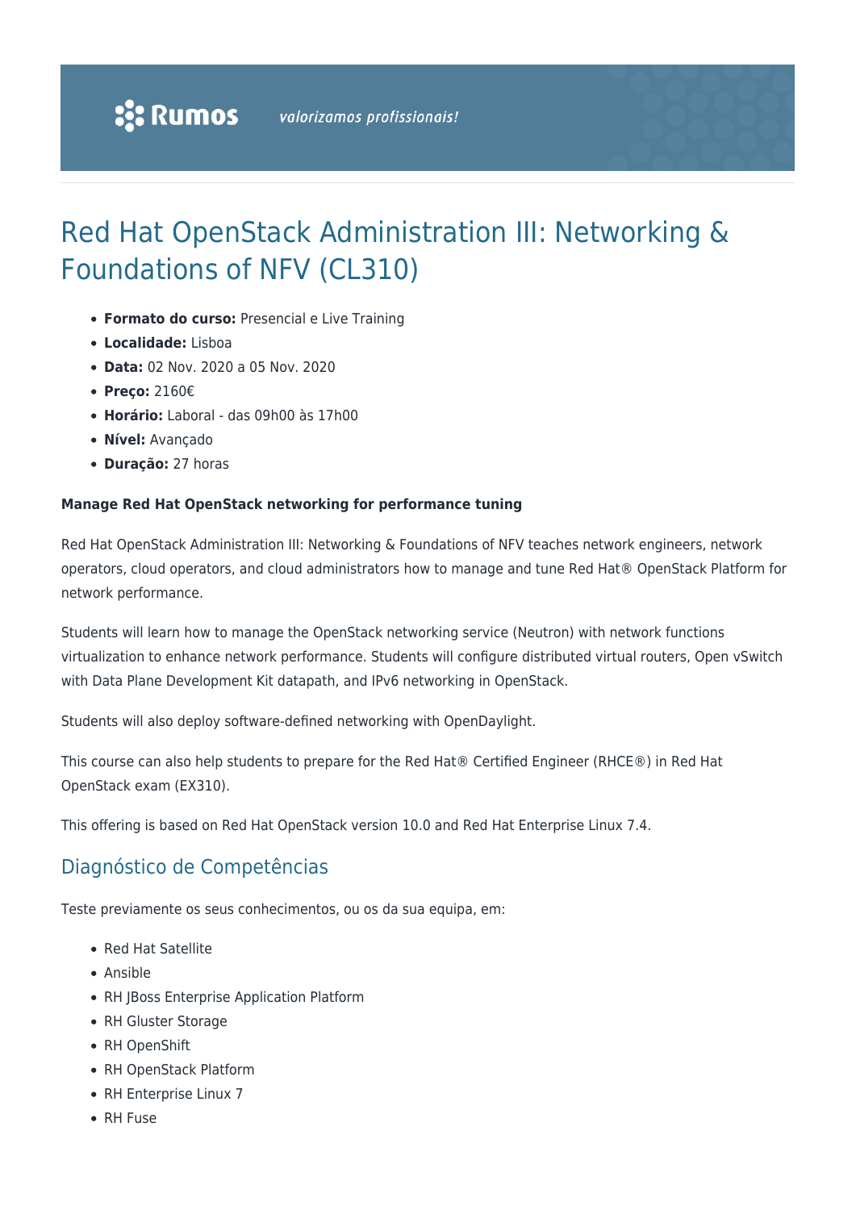**Rumos** *valorizamos profissionais!*

# Red Hat OpenStack Administration III: Networking & Foundations of NFV (CL310)

- **Formato do curso:** Presencial e Live Training
- **Localidade:** Lisboa
- **Data:** 02 Nov. 2020 a 05 Nov. 2020
- **Preço:** 2160€
- **Horário:** Laboral - das 09h00 às 17h00
- **Nível:** Avançado
- **Duração:** 27 horas

**Manage Red Hat OpenStack networking for performance tuning**

Red Hat OpenStack Administration III: Networking & Foundations of NFV teaches network engineers, network operators, cloud operators, and cloud administrators how to manage and tune Red Hat® OpenStack Platform for network performance.

Students will learn how to manage the OpenStack networking service (Neutron) with network functions virtualization to enhance network performance. Students will configure distributed virtual routers, Open vSwitch with Data Plane Development Kit datapath, and IPv6 networking in OpenStack.

Students will also deploy software-defined networking with OpenDaylight.

This course can also help students to prepare for the Red Hat® Certified Engineer (RHCE®) in Red Hat OpenStack exam (EX310).

This offering is based on Red Hat OpenStack version 10.0 and Red Hat Enterprise Linux 7.4.

## Diagnóstico de Competências

Teste previamente os seus conhecimentos, ou os da sua equipa, em:

- Red Hat Satellite
- Ansible
- RH JBoss Enterprise Application Platform
- RH Gluster Storage
- RH OpenShift
- RH OpenStack Platform
- RH Enterprise Linux 7
- RH Fuse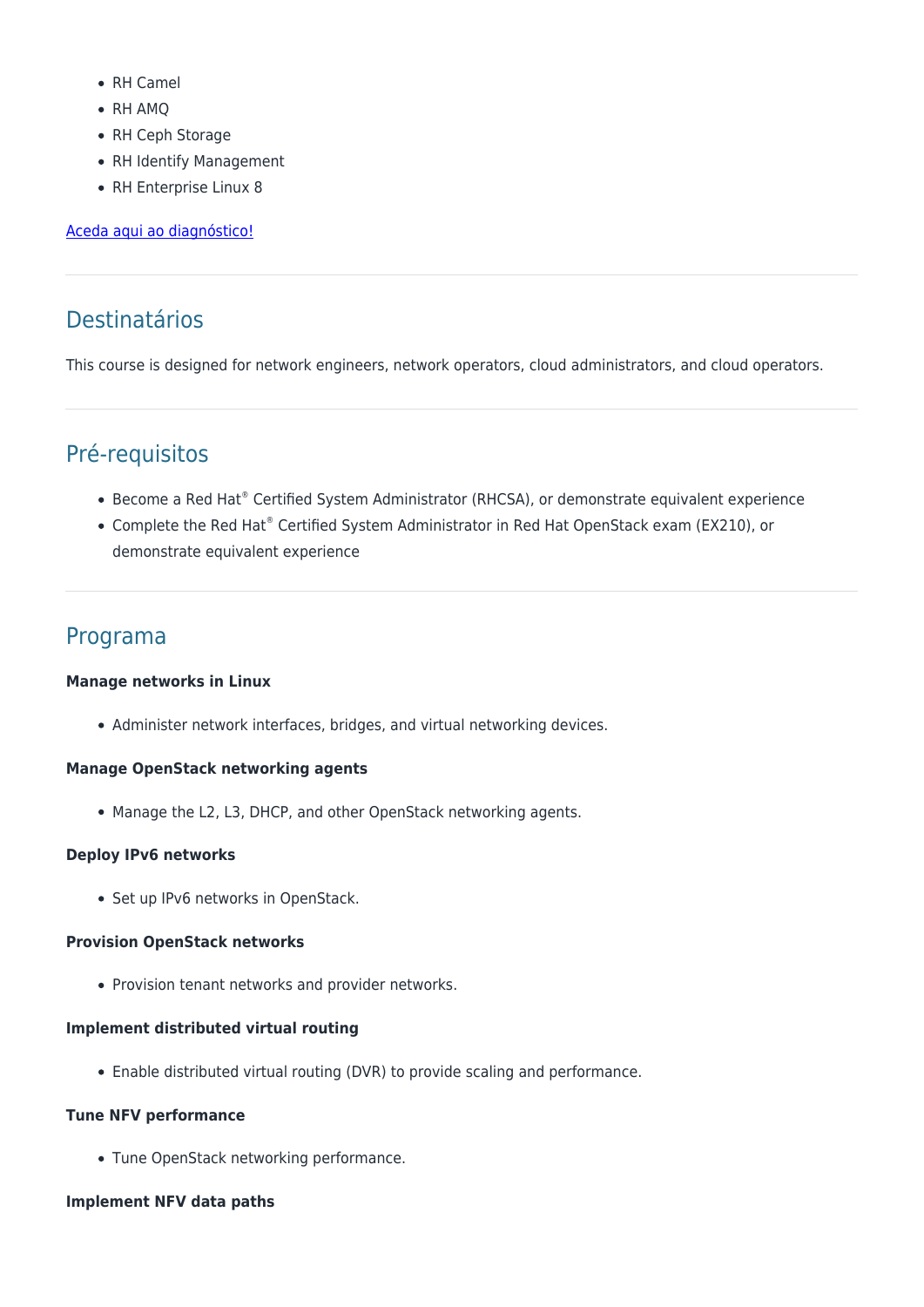- RH Camel
- RH AMQ
- RH Ceph Storage
- RH Identify Management
- RH Enterprise Linux 8

[Aceda aqui ao diagnóstico!]()

---

## Destinatários

This course is designed for network engineers, network operators, cloud administrators, and cloud operators.

---

## Pré-requisitos

- Become a Red Hat® Certified System Administrator (RHCSA), or demonstrate equivalent experience
- Complete the Red Hat® Certified System Administrator in Red Hat OpenStack exam (EX210), or demonstrate equivalent experience

---

## Programa

**Manage networks in Linux**

- Administer network interfaces, bridges, and virtual networking devices.

**Manage OpenStack networking agents**

- Manage the L2, L3, DHCP, and other OpenStack networking agents.

**Deploy IPv6 networks**

- Set up IPv6 networks in OpenStack.

**Provision OpenStack networks**

- Provision tenant networks and provider networks.

**Implement distributed virtual routing**

- Enable distributed virtual routing (DVR) to provide scaling and performance.

**Tune NFV performance**

- Tune OpenStack networking performance.

**Implement NFV data paths**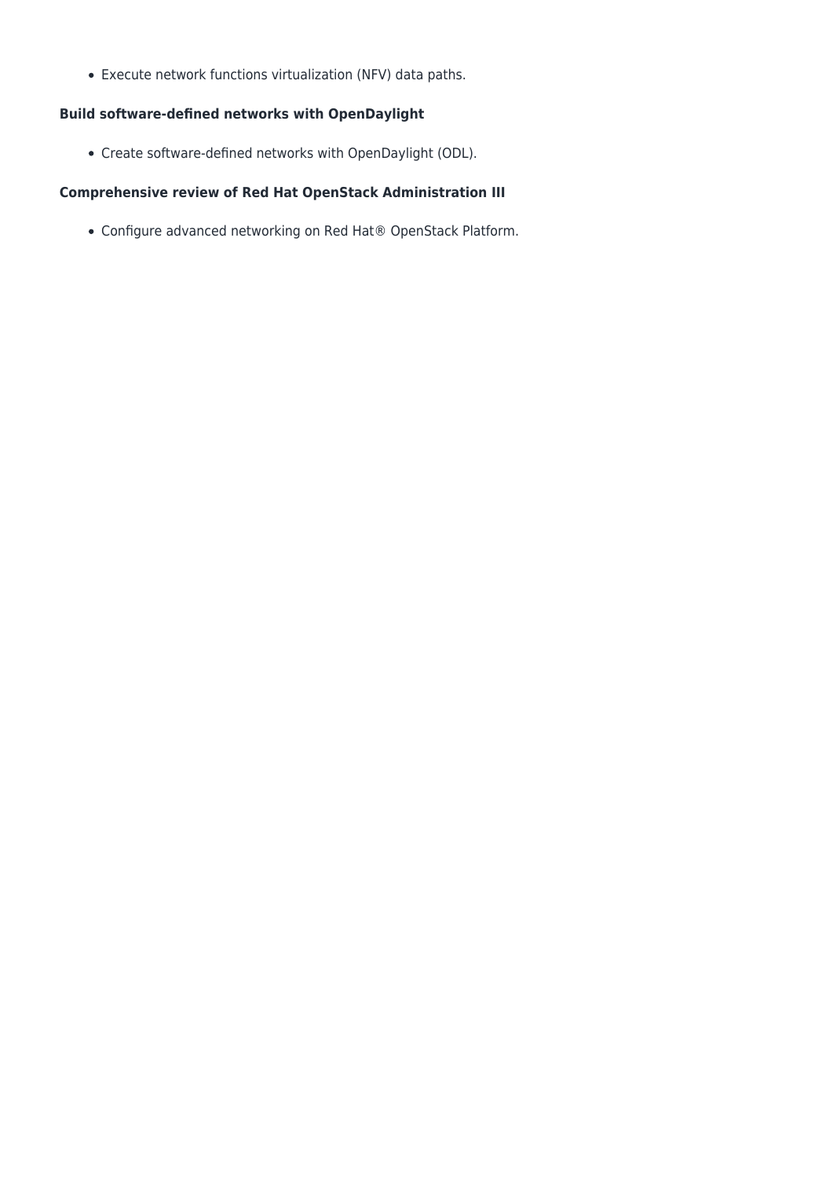- Execute network functions virtualization (NFV) data paths.

### Build software-defined networks with OpenDaylight

- Create software-defined networks with OpenDaylight (ODL).

### Comprehensive review of Red Hat OpenStack Administration III

- Configure advanced networking on Red Hat® OpenStack Platform.